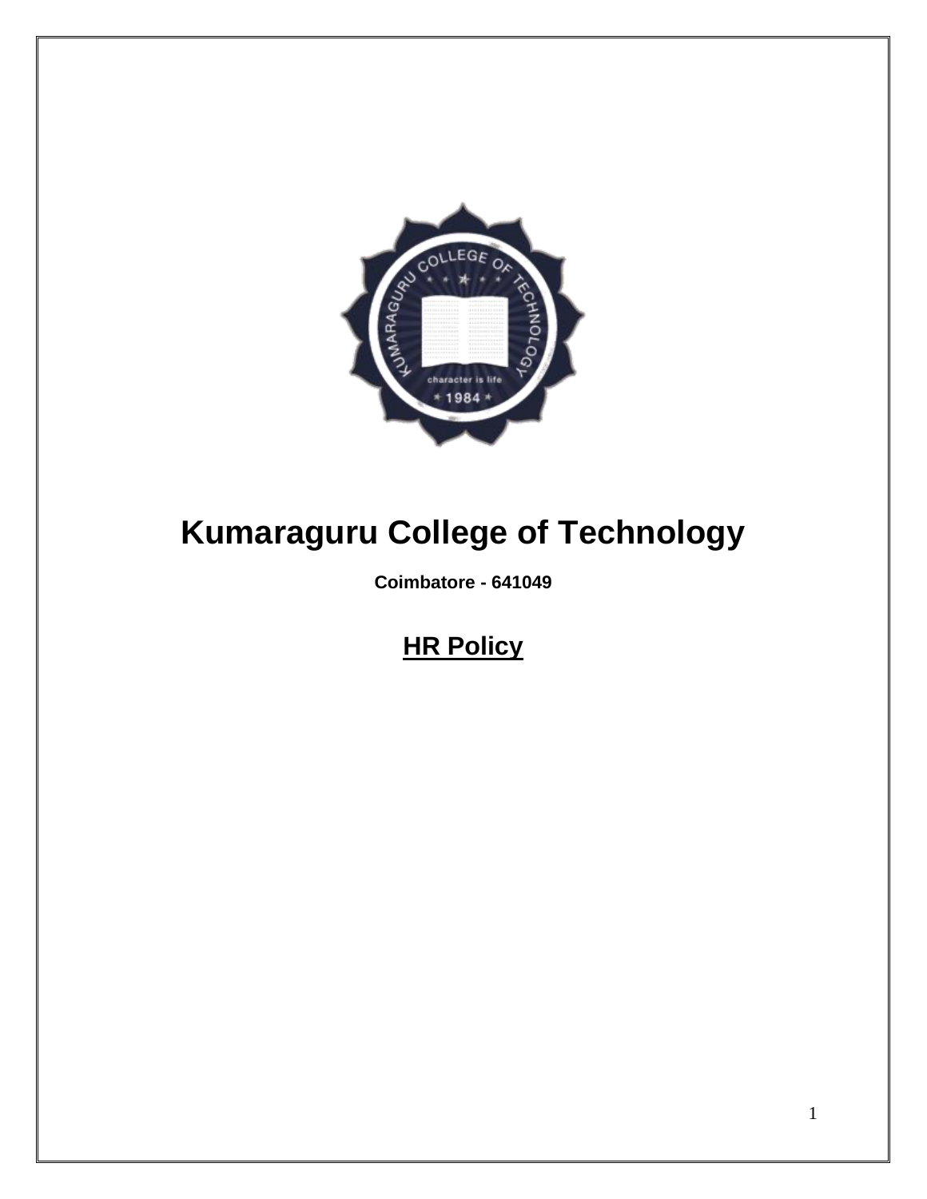# Kumaraguru College of Technology

**Coimbatore - 641049**

## HR Policy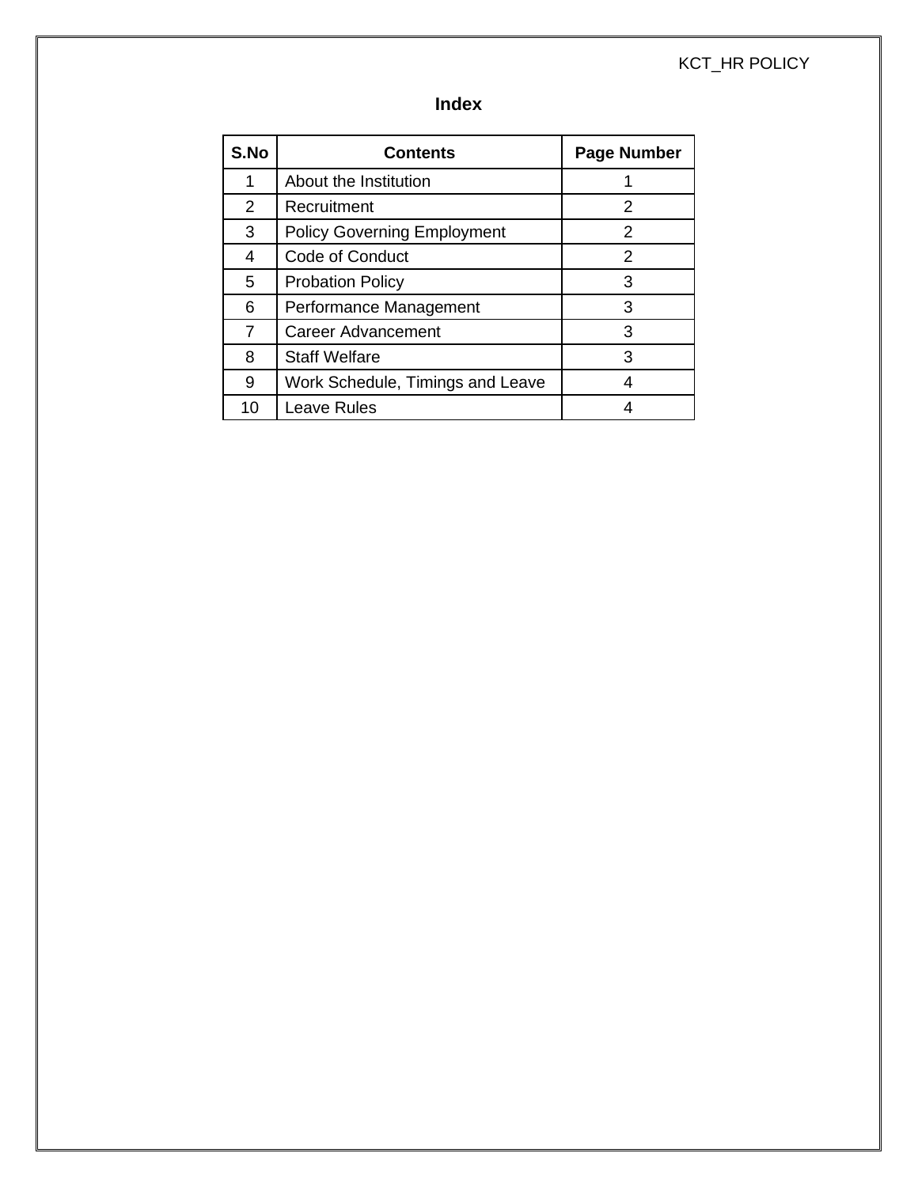## Index

| S.No | Contents | Page Number |
|---|---|---|
| 1 | About the Institution | 1 |
| 2 | Recruitment | 2 |
| 3 | Policy Governing Employment | 2 |
| 4 | Code of Conduct | 2 |
| 5 | Probation Policy | 3 |
| 6 | Performance Management | 3 |
| 7 | Career Advancement | 3 |
| 8 | Staff Welfare | 3 |
| 9 | Work Schedule, Timings and Leave | 4 |
| 10 | Leave Rules | 4 |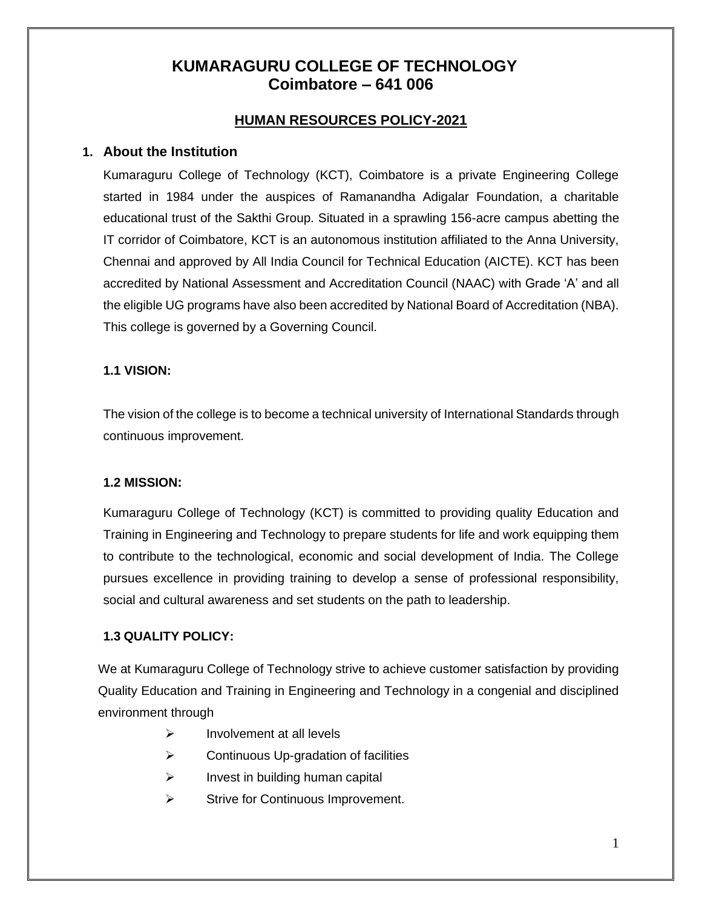# KUMARAGURU COLLEGE OF TECHNOLOGY
# Coimbatore – 641 006

## HUMAN RESOURCES POLICY-2021

## 1. About the Institution

Kumaraguru College of Technology (KCT), Coimbatore is a private Engineering College started in 1984 under the auspices of Ramanandha Adigalar Foundation, a charitable educational trust of the Sakthi Group. Situated in a sprawling 156-acre campus abetting the IT corridor of Coimbatore, KCT is an autonomous institution affiliated to the Anna University, Chennai and approved by All India Council for Technical Education (AICTE). KCT has been accredited by National Assessment and Accreditation Council (NAAC) with Grade 'A' and all the eligible UG programs have also been accredited by National Board of Accreditation (NBA). This college is governed by a Governing Council.

### 1.1 VISION:

The vision of the college is to become a technical university of International Standards through continuous improvement.

### 1.2 MISSION:

Kumaraguru College of Technology (KCT) is committed to providing quality Education and Training in Engineering and Technology to prepare students for life and work equipping them to contribute to the technological, economic and social development of India. The College pursues excellence in providing training to develop a sense of professional responsibility, social and cultural awareness and set students on the path to leadership.

### 1.3 QUALITY POLICY:

We at Kumaraguru College of Technology strive to achieve customer satisfaction by providing Quality Education and Training in Engineering and Technology in a congenial and disciplined environment through

- Involvement at all levels
- Continuous Up-gradation of facilities
- Invest in building human capital
- Strive for Continuous Improvement.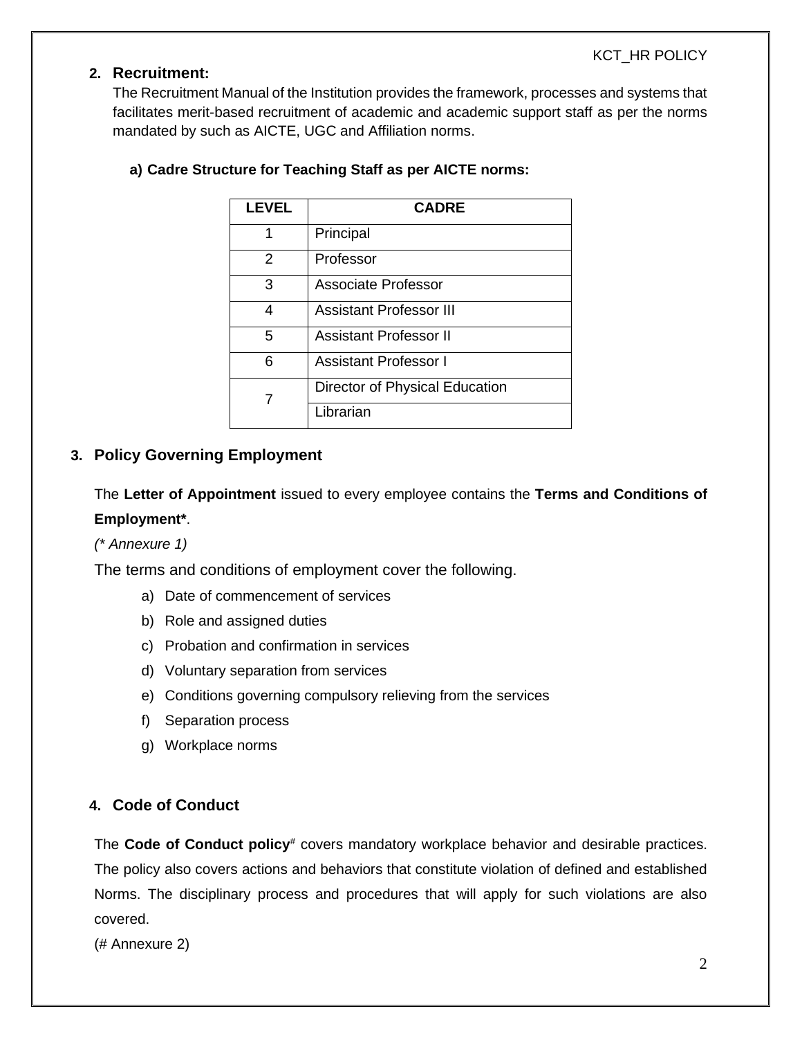## 2. Recruitment:

The Recruitment Manual of the Institution provides the framework, processes and systems that facilitates merit-based recruitment of academic and academic support staff as per the norms mandated by such as AICTE, UGC and Affiliation norms.

### a) Cadre Structure for Teaching Staff as per AICTE norms:

| LEVEL | CADRE |
|---|---|
| 1 | Principal |
| 2 | Professor |
| 3 | Associate Professor |
| 4 | Assistant Professor III |
| 5 | Assistant Professor II |
| 6 | Assistant Professor I |
| 7 | Director of Physical Education |
| | Librarian |

## 3. Policy Governing Employment

The **Letter of Appointment** issued to every employee contains the **Terms and Conditions of Employment***.

*(* Annexure 1)*

The terms and conditions of employment cover the following.

a) Date of commencement of services
b) Role and assigned duties
c) Probation and confirmation in services
d) Voluntary separation from services
e) Conditions governing compulsory relieving from the services
f) Separation process
g) Workplace norms

## 4. Code of Conduct

The **Code of Conduct policy**# covers mandatory workplace behavior and desirable practices. The policy also covers actions and behaviors that constitute violation of defined and established Norms. The disciplinary process and procedures that will apply for such violations are also covered.

(# Annexure 2)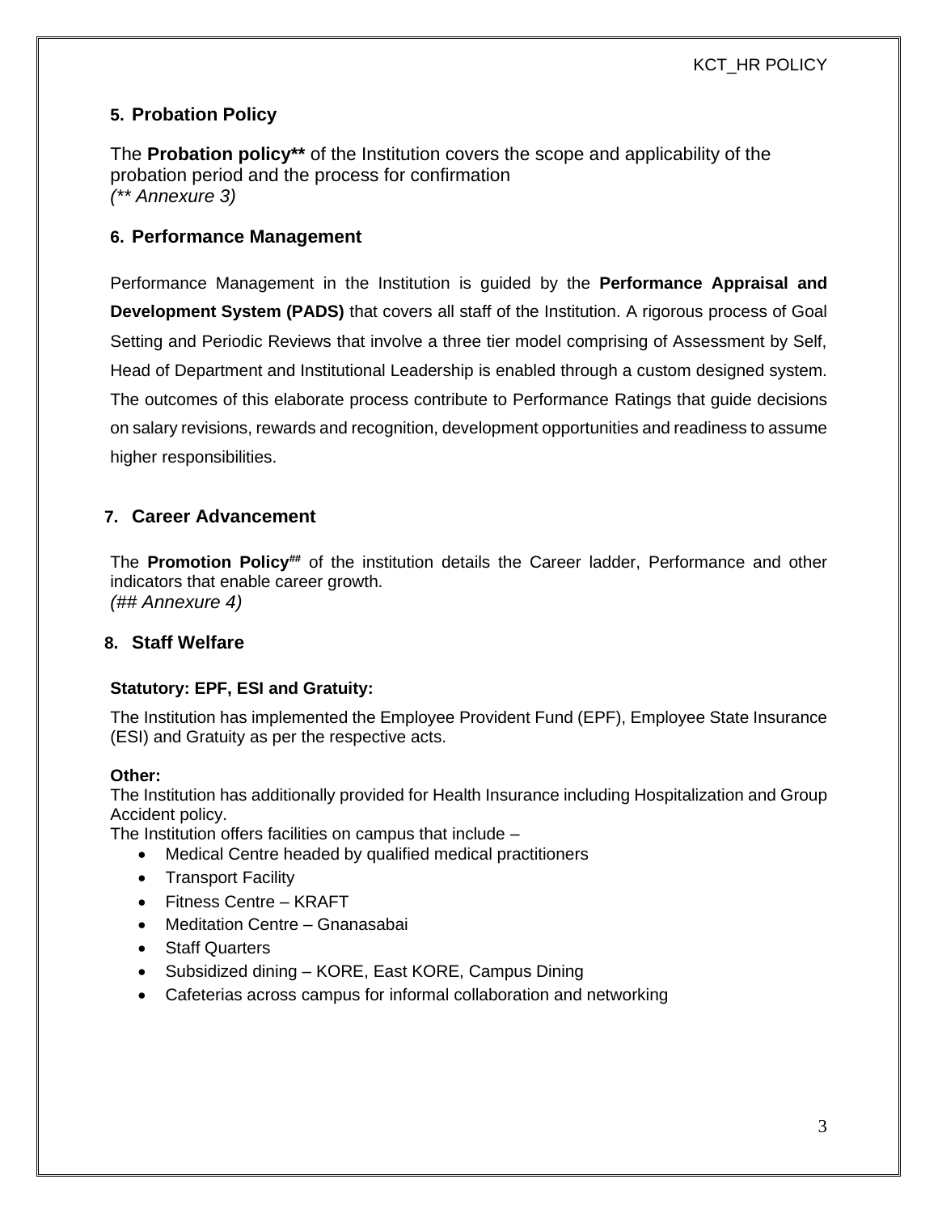## 5. Probation Policy

The **Probation policy**** of the Institution covers the scope and applicability of the probation period and the process for confirmation
*(** Annexure 3)*

## 6. Performance Management

Performance Management in the Institution is guided by the **Performance Appraisal and Development System (PADS)** that covers all staff of the Institution. A rigorous process of Goal Setting and Periodic Reviews that involve a three tier model comprising of Assessment by Self, Head of Department and Institutional Leadership is enabled through a custom designed system. The outcomes of this elaborate process contribute to Performance Ratings that guide decisions on salary revisions, rewards and recognition, development opportunities and readiness to assume higher responsibilities.

## 7. Career Advancement

The **Promotion Policy**## of the institution details the Career ladder, Performance and other indicators that enable career growth.
*(## Annexure 4)*

## 8. Staff Welfare

**Statutory: EPF, ESI and Gratuity:**

The Institution has implemented the Employee Provident Fund (EPF), Employee State Insurance (ESI) and Gratuity as per the respective acts.

**Other:**

The Institution has additionally provided for Health Insurance including Hospitalization and Group Accident policy.

The Institution offers facilities on campus that include –

- Medical Centre headed by qualified medical practitioners
- Transport Facility
- Fitness Centre – KRAFT
- Meditation Centre – Gnanasabai
- Staff Quarters
- Subsidized dining – KORE, East KORE, Campus Dining
- Cafeterias across campus for informal collaboration and networking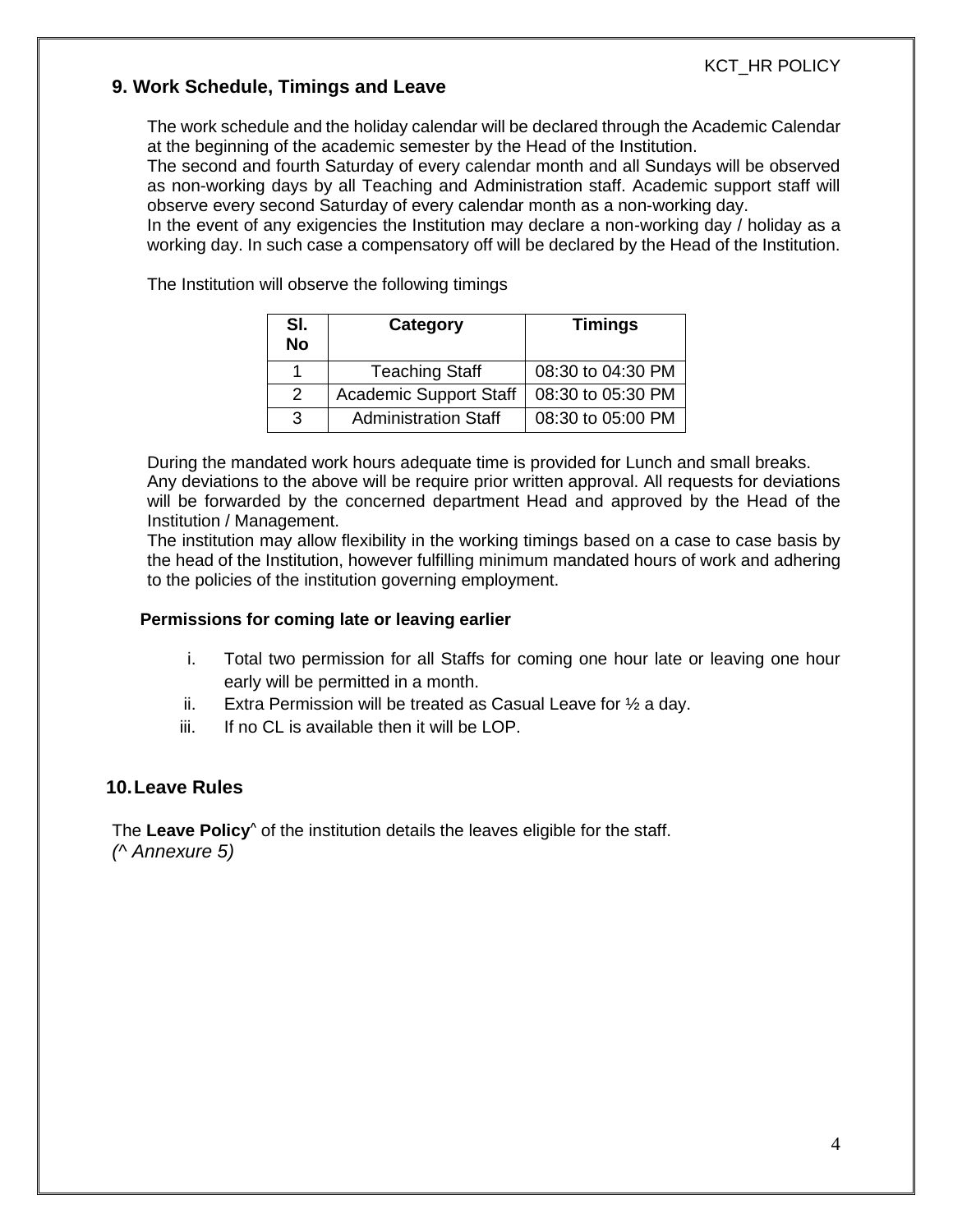## 9. Work Schedule, Timings and Leave

The work schedule and the holiday calendar will be declared through the Academic Calendar at the beginning of the academic semester by the Head of the Institution.
The second and fourth Saturday of every calendar month and all Sundays will be observed as non-working days by all Teaching and Administration staff. Academic support staff will observe every second Saturday of every calendar month as a non-working day.
In the event of any exigencies the Institution may declare a non-working day / holiday as a working day. In such case a compensatory off will be declared by the Head of the Institution.

The Institution will observe the following timings

| Sl. No | Category | Timings |
|---|---|---|
| 1 | Teaching Staff | 08:30 to 04:30 PM |
| 2 | Academic Support Staff | 08:30 to 05:30 PM |
| 3 | Administration Staff | 08:30 to 05:00 PM |

During the mandated work hours adequate time is provided for Lunch and small breaks.
Any deviations to the above will be require prior written approval. All requests for deviations will be forwarded by the concerned department Head and approved by the Head of the Institution / Management.
The institution may allow flexibility in the working timings based on a case to case basis by the head of the Institution, however fulfilling minimum mandated hours of work and adhering to the policies of the institution governing employment.

**Permissions for coming late or leaving earlier**

i. Total two permission for all Staffs for coming one hour late or leaving one hour early will be permitted in a month.
ii. Extra Permission will be treated as Casual Leave for ½ a day.
iii. If no CL is available then it will be LOP.

## 10. Leave Rules

The **Leave Policy**^ of the institution details the leaves eligible for the staff.
*(^ Annexure 5)*